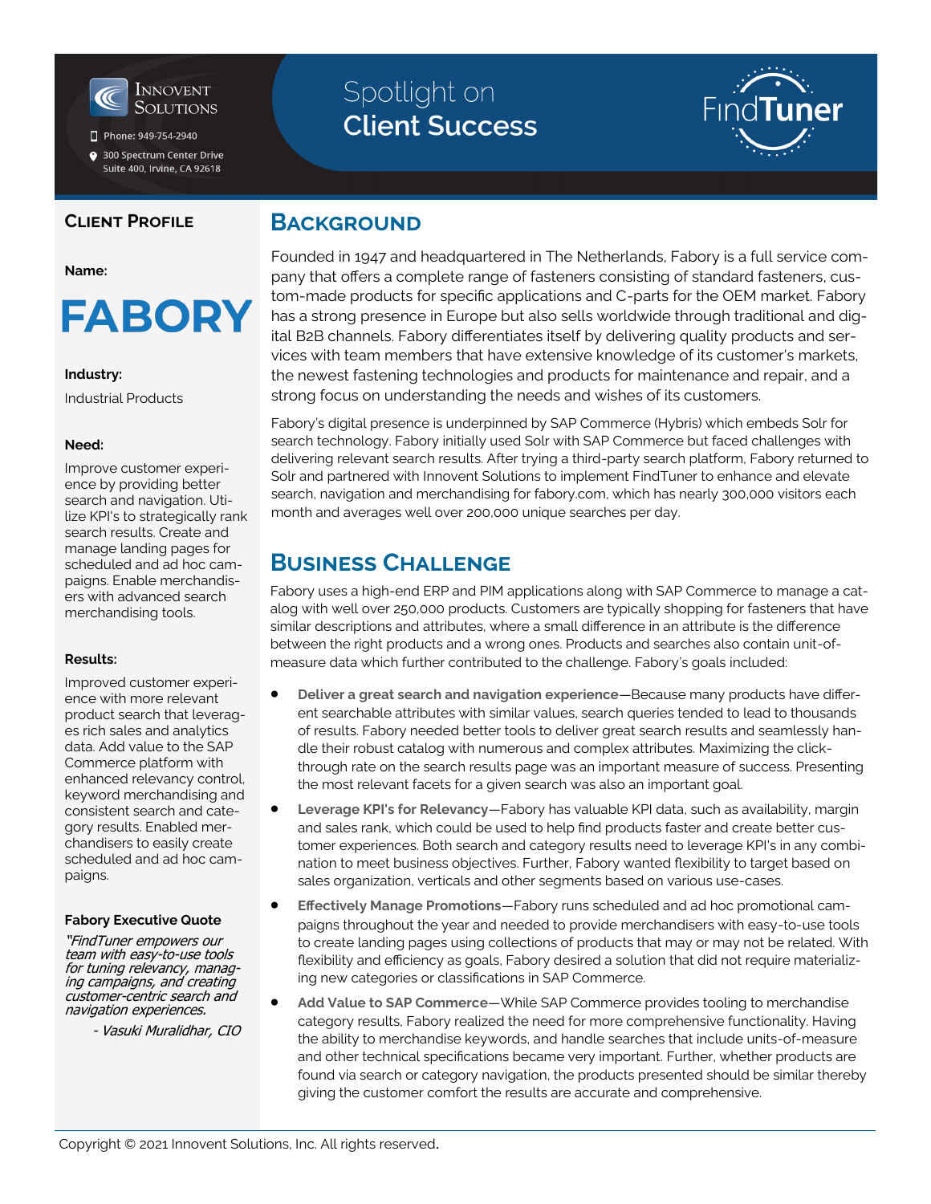Innovent Solutions

Phone: 949-754-2940

300 Spectrum Center Drive
Suite 400, Irvine, CA 92618

# Spotlight on Client Success

FindTuner

## Client Profile

**Name:**

# FABORY

**Industry:**

Industrial Products

**Need:**

Improve customer experience by providing better search and navigation. Utilize KPI's to strategically rank search results. Create and manage landing pages for scheduled and ad hoc campaigns. Enable merchandisers with advanced search merchandising tools.

**Results:**

Improved customer experience with more relevant product search that leverages rich sales and analytics data. Add value to the SAP Commerce platform with enhanced relevancy control, keyword merchandising and consistent search and category results. Enabled merchandisers to easily create scheduled and ad hoc campaigns.

**Fabory Executive Quote**

*"FindTuner empowers our team with easy-to-use tools for tuning relevancy, managing campaigns, and creating customer-centric search and navigation experiences.*

*- Vasuki Muralidhar, CIO*

## Background

Founded in 1947 and headquartered in The Netherlands, Fabory is a full service company that offers a complete range of fasteners consisting of standard fasteners, custom-made products for specific applications and C-parts for the OEM market. Fabory has a strong presence in Europe but also sells worldwide through traditional and digital B2B channels. Fabory differentiates itself by delivering quality products and services with team members that have extensive knowledge of its customer's markets, the newest fastening technologies and products for maintenance and repair, and a strong focus on understanding the needs and wishes of its customers.

Fabory's digital presence is underpinned by SAP Commerce (Hybris) which embeds Solr for search technology. Fabory initially used Solr with SAP Commerce but faced challenges with delivering relevant search results. After trying a third-party search platform, Fabory returned to Solr and partnered with Innovent Solutions to implement FindTuner to enhance and elevate search, navigation and merchandising for fabory.com, which has nearly 300,000 visitors each month and averages well over 200,000 unique searches per day.

## Business Challenge

Fabory uses a high-end ERP and PIM applications along with SAP Commerce to manage a catalog with well over 250,000 products. Customers are typically shopping for fasteners that have similar descriptions and attributes, where a small difference in an attribute is the difference between the right products and a wrong ones. Products and searches also contain unit-of-measure data which further contributed to the challenge. Fabory's goals included:

- **Deliver a great search and navigation experience**—Because many products have different searchable attributes with similar values, search queries tended to lead to thousands of results. Fabory needed better tools to deliver great search results and seamlessly handle their robust catalog with numerous and complex attributes. Maximizing the click-through rate on the search results page was an important measure of success. Presenting the most relevant facets for a given search was also an important goal.
- **Leverage KPI's for Relevancy**—Fabory has valuable KPI data, such as availability, margin and sales rank, which could be used to help find products faster and create better customer experiences. Both search and category results need to leverage KPI's in any combination to meet business objectives. Further, Fabory wanted flexibility to target based on sales organization, verticals and other segments based on various use-cases.
- **Effectively Manage Promotions**—Fabory runs scheduled and ad hoc promotional campaigns throughout the year and needed to provide merchandisers with easy-to-use tools to create landing pages using collections of products that may or may not be related. With flexibility and efficiency as goals, Fabory desired a solution that did not require materializing new categories or classifications in SAP Commerce.
- **Add Value to SAP Commerce**—While SAP Commerce provides tooling to merchandise category results, Fabory realized the need for more comprehensive functionality. Having the ability to merchandise keywords, and handle searches that include units-of-measure and other technical specifications became very important. Further, whether products are found via search or category navigation, the products presented should be similar thereby giving the customer comfort the results are accurate and comprehensive.

Copyright © 2021 Innovent Solutions, Inc. All rights reserved.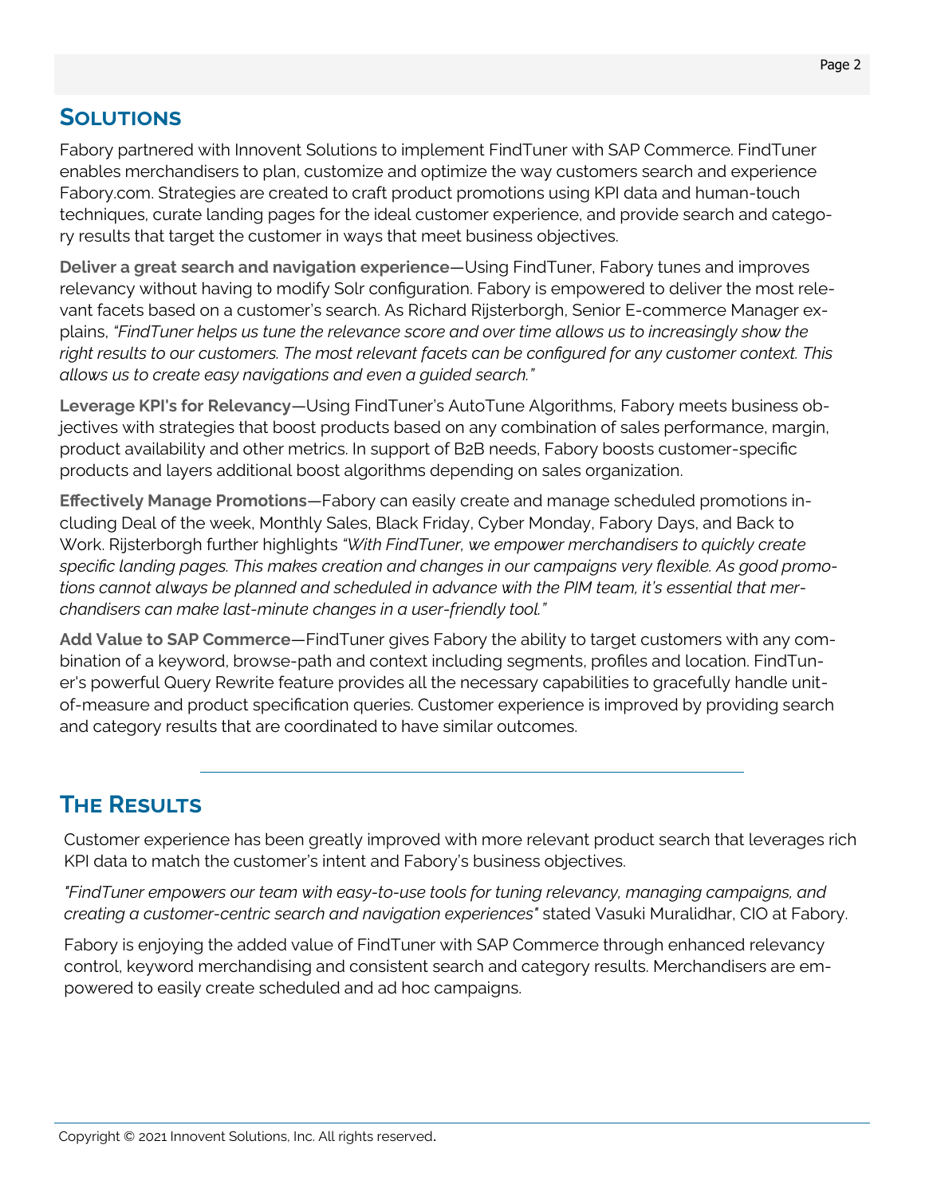## Solutions

Fabory partnered with Innovent Solutions to implement FindTuner with SAP Commerce. FindTuner enables merchandisers to plan, customize and optimize the way customers search and experience Fabory.com. Strategies are created to craft product promotions using KPI data and human-touch techniques, curate landing pages for the ideal customer experience, and provide search and category results that target the customer in ways that meet business objectives.

**Deliver a great search and navigation experience**—Using FindTuner, Fabory tunes and improves relevancy without having to modify Solr configuration. Fabory is empowered to deliver the most relevant facets based on a customer's search. As Richard Rijsterborgh, Senior E-commerce Manager explains, *"FindTuner helps us tune the relevance score and over time allows us to increasingly show the right results to our customers. The most relevant facets can be configured for any customer context. This allows us to create easy navigations and even a guided search."*

**Leverage KPI's for Relevancy**—Using FindTuner's AutoTune Algorithms, Fabory meets business objectives with strategies that boost products based on any combination of sales performance, margin, product availability and other metrics. In support of B2B needs, Fabory boosts customer-specific products and layers additional boost algorithms depending on sales organization.

**Effectively Manage Promotions**—Fabory can easily create and manage scheduled promotions including Deal of the week, Monthly Sales, Black Friday, Cyber Monday, Fabory Days, and Back to Work. Rijsterborgh further highlights *"With FindTuner, we empower merchandisers to quickly create specific landing pages. This makes creation and changes in our campaigns very flexible. As good promotions cannot always be planned and scheduled in advance with the PIM team, it's essential that merchandisers can make last-minute changes in a user-friendly tool."*

**Add Value to SAP Commerce**—FindTuner gives Fabory the ability to target customers with any combination of a keyword, browse-path and context including segments, profiles and location. FindTuner's powerful Query Rewrite feature provides all the necessary capabilities to gracefully handle unit-of-measure and product specification queries. Customer experience is improved by providing search and category results that are coordinated to have similar outcomes.

---

## The Results

Customer experience has been greatly improved with more relevant product search that leverages rich KPI data to match the customer's intent and Fabory's business objectives.

*"FindTuner empowers our team with easy-to-use tools for tuning relevancy, managing campaigns, and creating a customer-centric search and navigation experiences"* stated Vasuki Muralidhar, CIO at Fabory.

Fabory is enjoying the added value of FindTuner with SAP Commerce through enhanced relevancy control, keyword merchandising and consistent search and category results. Merchandisers are empowered to easily create scheduled and ad hoc campaigns.

Copyright © 2021 Innovent Solutions, Inc. All rights reserved.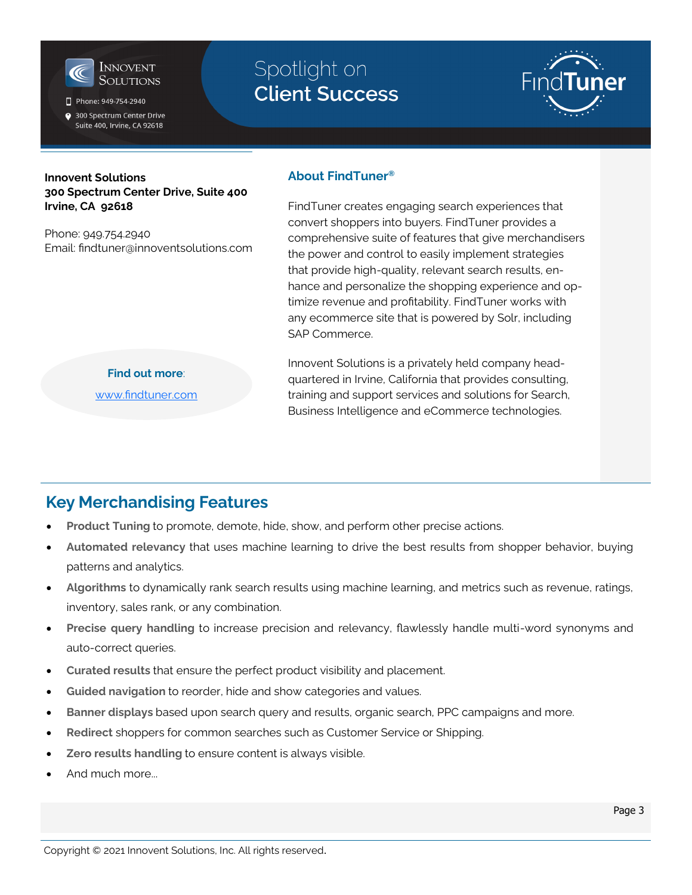Innovent Solutions

Phone: 949-754-2940

300 Spectrum Center Drive
Suite 400, Irvine, CA 92618

# Spotlight on Client Success

FindTuner

**Innovent Solutions**
**300 Spectrum Center Drive, Suite 400**
**Irvine, CA 92618**

Phone: 949.754.2940
Email: findtuner@innoventsolutions.com

**Find out more**:

www.findtuner.com

## About FindTuner®

FindTuner creates engaging search experiences that convert shoppers into buyers. FindTuner provides a comprehensive suite of features that give merchandisers the power and control to easily implement strategies that provide high-quality, relevant search results, enhance and personalize the shopping experience and optimize revenue and profitability. FindTuner works with any ecommerce site that is powered by Solr, including SAP Commerce.

Innovent Solutions is a privately held company headquartered in Irvine, California that provides consulting, training and support services and solutions for Search, Business Intelligence and eCommerce technologies.

## Key Merchandising Features

- **Product Tuning** to promote, demote, hide, show, and perform other precise actions.
- **Automated relevancy** that uses machine learning to drive the best results from shopper behavior, buying patterns and analytics.
- **Algorithms** to dynamically rank search results using machine learning, and metrics such as revenue, ratings, inventory, sales rank, or any combination.
- **Precise query handling** to increase precision and relevancy, flawlessly handle multi-word synonyms and auto-correct queries.
- **Curated results** that ensure the perfect product visibility and placement.
- **Guided navigation** to reorder, hide and show categories and values.
- **Banner displays** based upon search query and results, organic search, PPC campaigns and more.
- **Redirect** shoppers for common searches such as Customer Service or Shipping.
- **Zero results handling** to ensure content is always visible.
- And much more...

Copyright © 2021 Innovent Solutions, Inc. All rights reserved.